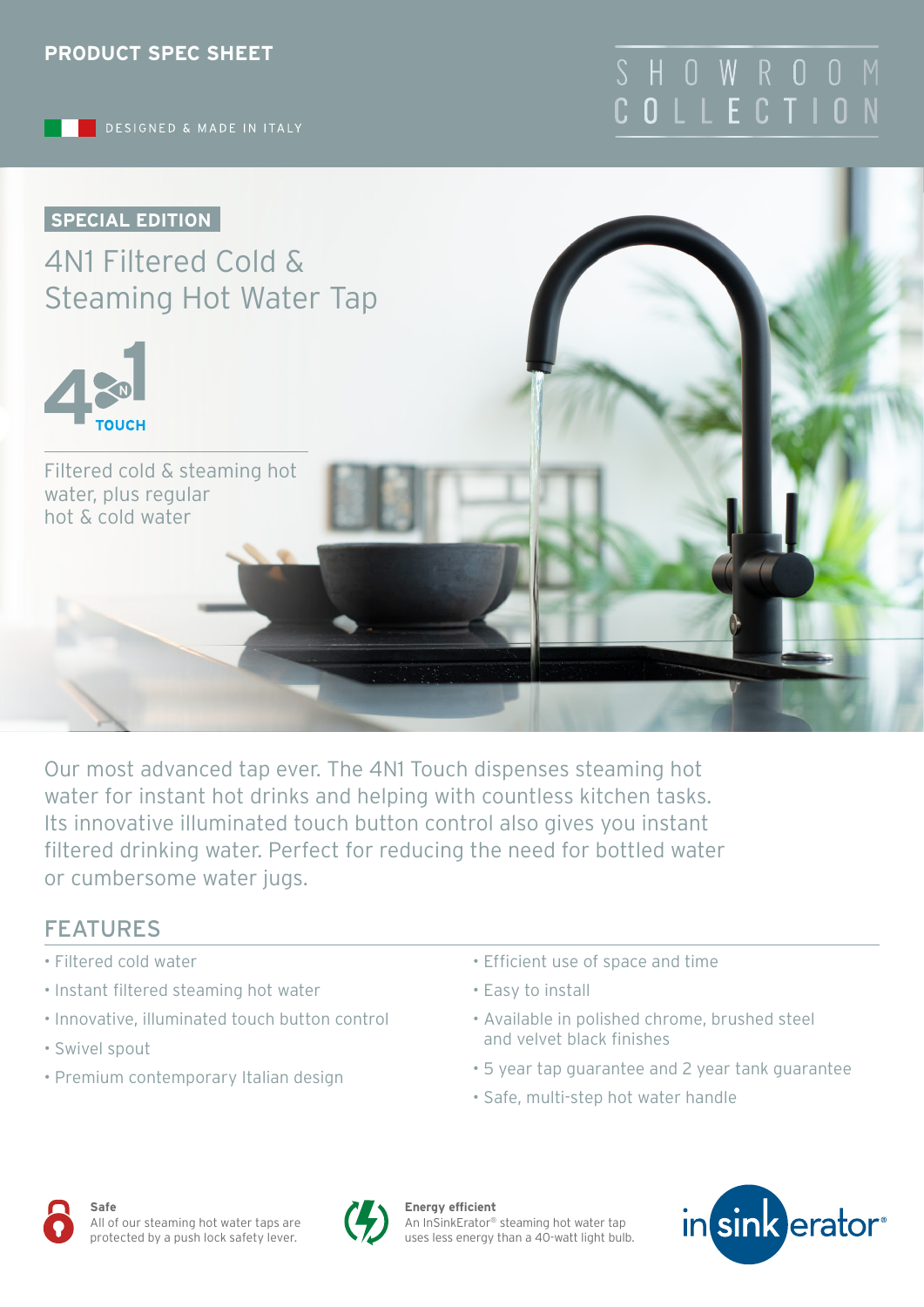PRODUCT SPEC SHEET

DESIGNED & MADE IN ITALY

SHOWROOM COLLECTION

**SPECIAL EDITION**

# 4N1 Filtered Cold & Steaming Hot Water Tap

4N1 TOUCH

Filtered cold & steaming hot water, plus regular hot & cold water

Our most advanced tap ever. The 4N1 Touch dispenses steaming hot water for instant hot drinks and helping with countless kitchen tasks. Its innovative illuminated touch button control also gives you instant filtered drinking water. Perfect for reducing the need for bottled water or cumbersome water jugs.

## FEATURES

- Filtered cold water
- Instant filtered steaming hot water
- Innovative, illuminated touch button control
- Swivel spout
- Premium contemporary Italian design
- Efficient use of space and time
- Easy to install
- Available in polished chrome, brushed steel and velvet black finishes
- 5 year tap guarantee and 2 year tank guarantee
- Safe, multi-step hot water handle

**Safe**
All of our steaming hot water taps are protected by a push lock safety lever.

**Energy efficient**
An InSinkErator® steaming hot water tap uses less energy than a 40-watt light bulb.

insinkerator®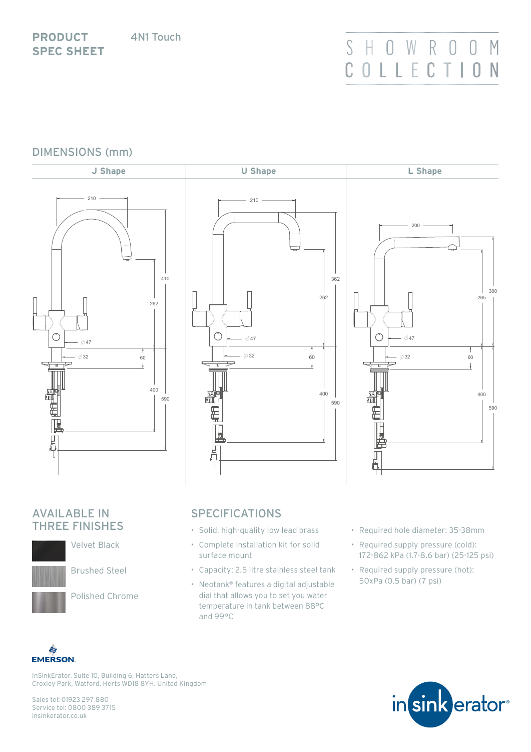**PRODUCT SPEC SHEET**

4N1 Touch

SHOWROOM COLLECTION

## DIMENSIONS (mm)

| J Shape | U Shape | L Shape |
|---|---|---|

J Shape: 210, 410, 262, ∅47, ∅32, 60, 400, 590

U Shape: 210, 362, 262, ∅47, ∅32, 60, 400, 590

L Shape: 200, 300, 265, ∅47, ∅32, 60, 400, 590

## AVAILABLE IN THREE FINISHES

- Velvet Black
- Brushed Steel
- Polished Chrome

## SPECIFICATIONS

- Solid, high-quality low lead brass
- Complete installation kit for solid surface mount
- Capacity: 2.5 litre stainless steel tank
- Neotank® features a digital adjustable dial that allows you to set you water temperature in tank between 88°C and 99°C
- Required hole diameter: 35-38mm
- Required supply pressure (cold): 172-862 kPa (1.7-8.6 bar) (25-125 psi)
- Required supply pressure (hot): 50xPa (0.5 bar) (7 psi)

EMERSON

InSinkErator. Suite 10, Building 6, Hatters Lane,
Croxley Park, Watford, Herts WD18 8YH. United Kingdom

Sales tel: 01923 297 880
Service tel: 0800 389 3715
insinkerator.co.uk

insinkerator®